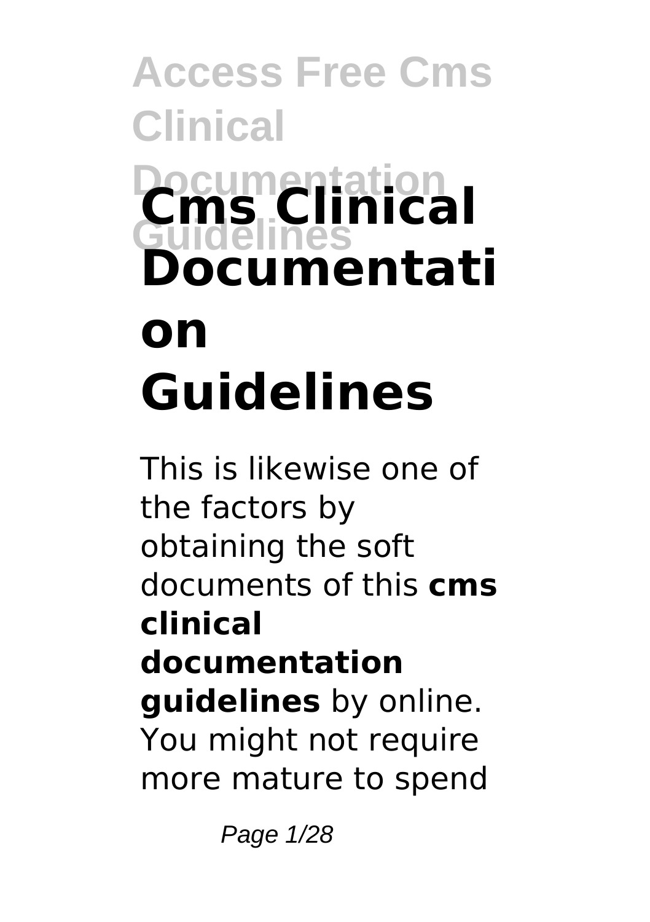# Cms Clinical Documentation Guidelines

This is likewise one of the factors by obtaining the soft documents of this **cms clinical documentation guidelines** by online. You might not require more mature to spend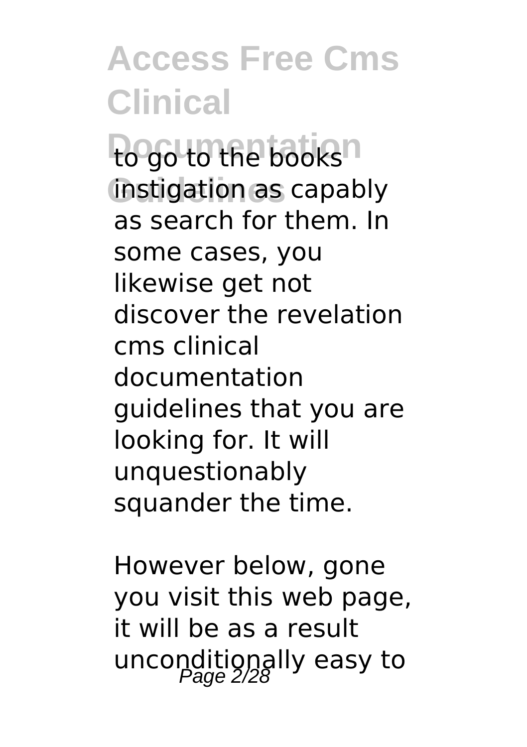to go to the books instigation as capably as search for them. In some cases, you likewise get not discover the revelation cms clinical documentation guidelines that you are looking for. It will unquestionably squander the time.

However below, gone you visit this web page, it will be as a result unconditionally easy to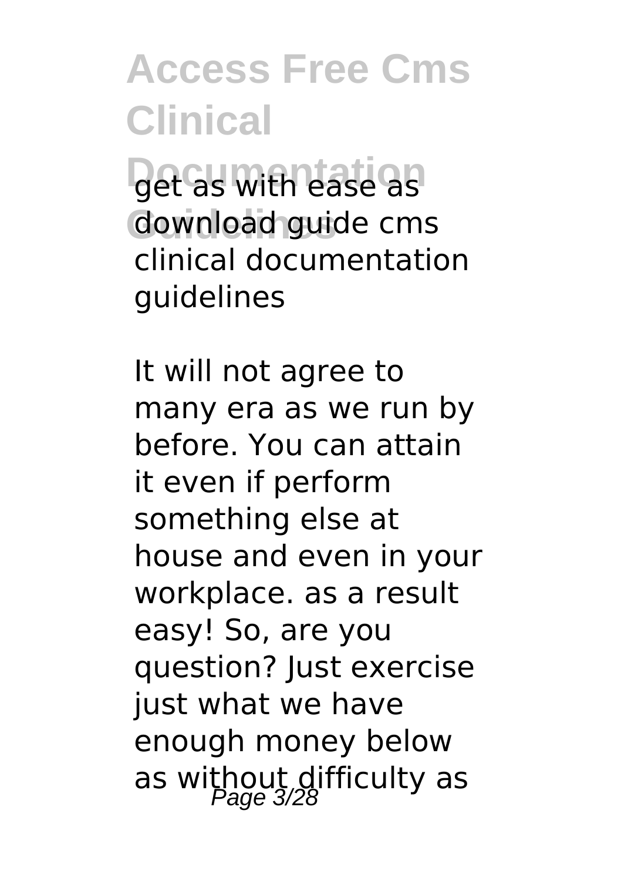get as with ease as download guide cms clinical documentation guidelines

It will not agree to many era as we run by before. You can attain it even if perform something else at house and even in your workplace. as a result easy! So, are you question? Just exercise just what we have enough money below as without difficulty as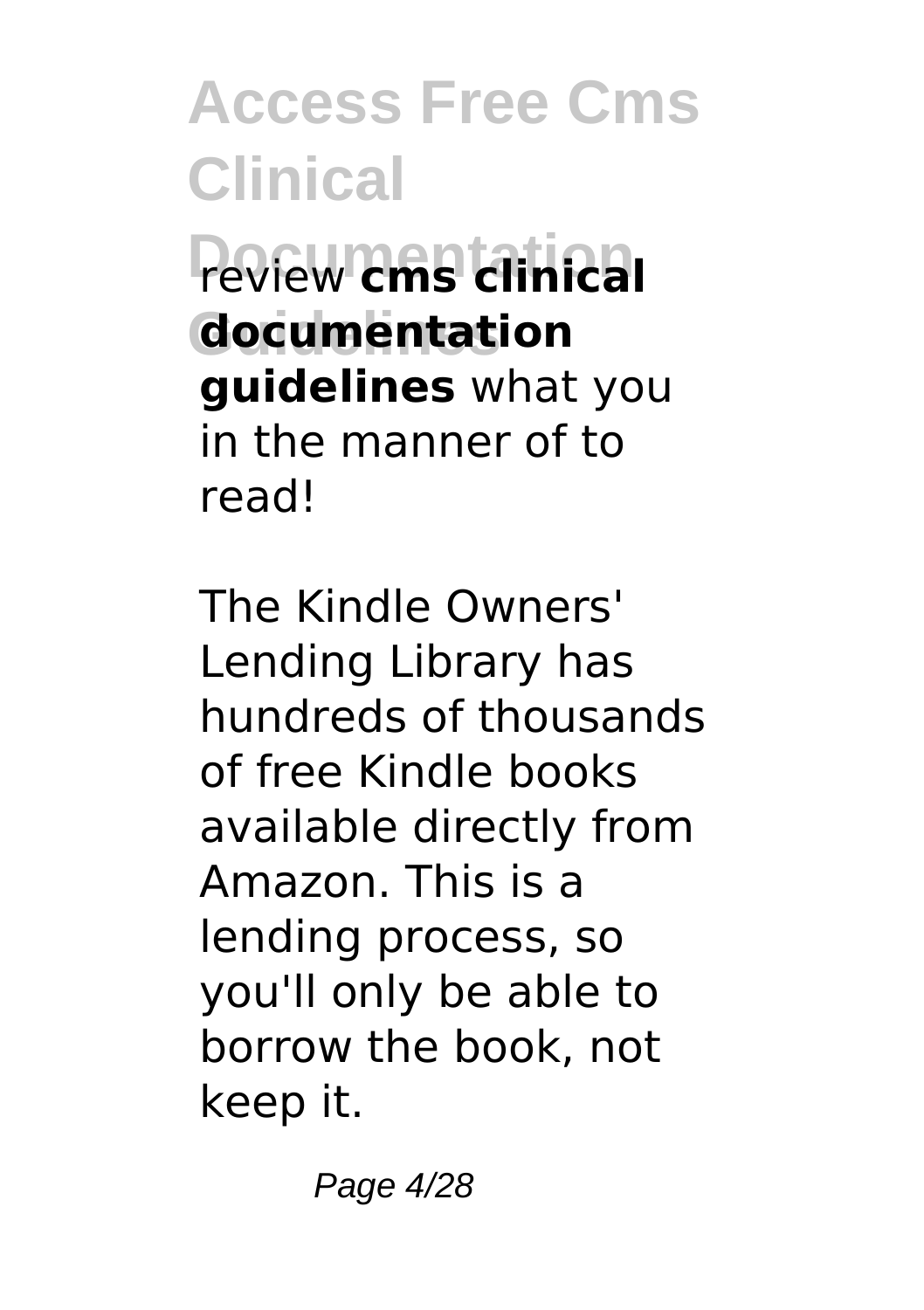review **cms clinical documentation guidelines** what you in the manner of to read!

The Kindle Owners' Lending Library has hundreds of thousands of free Kindle books available directly from Amazon. This is a lending process, so you'll only be able to borrow the book, not keep it.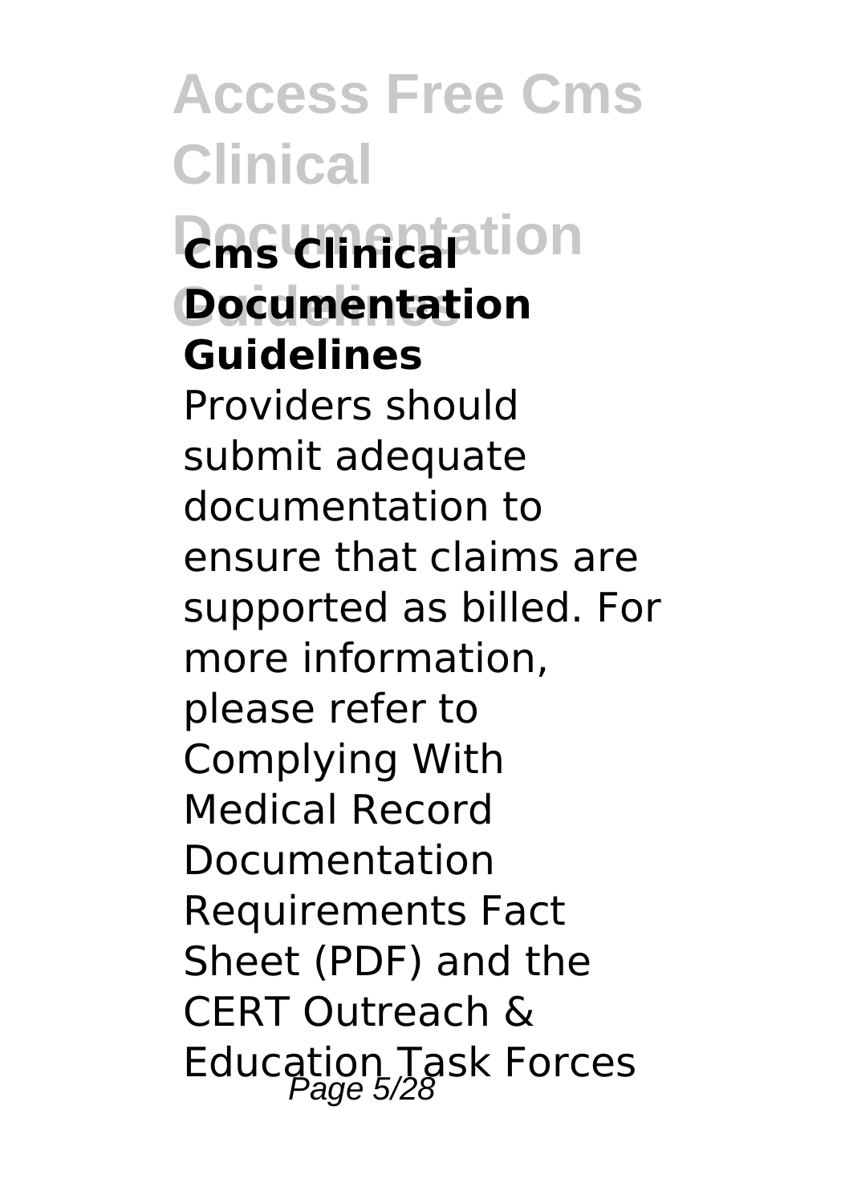## Cms Clinical Documentation Guidelines

Providers should submit adequate documentation to ensure that claims are supported as billed. For more information, please refer to Complying With Medical Record Documentation Requirements Fact Sheet (PDF) and the CERT Outreach & Education Task Forces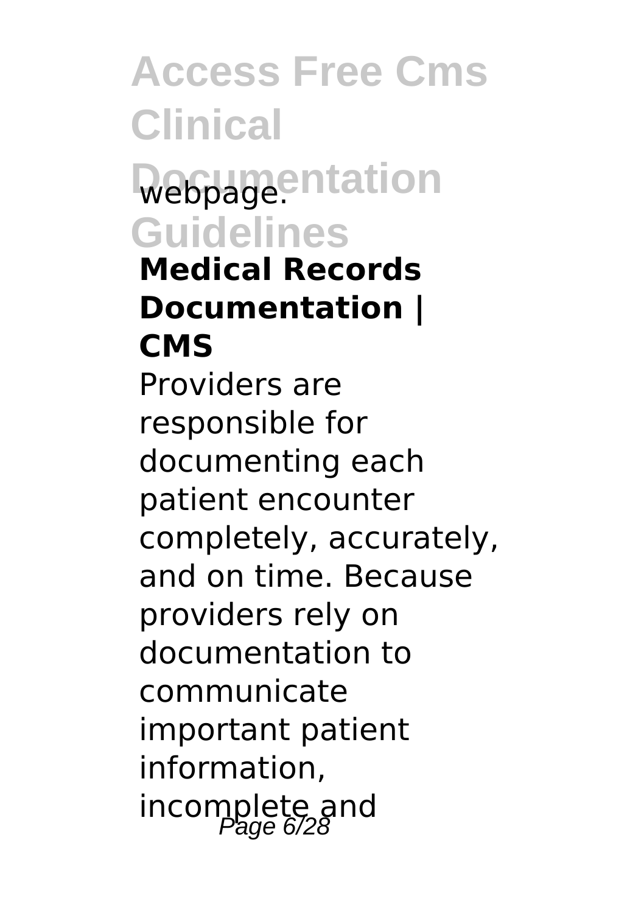webpage.

**Medical Records Documentation | CMS**

Providers are responsible for documenting each patient encounter completely, accurately, and on time. Because providers rely on documentation to communicate important patient information, incomplete and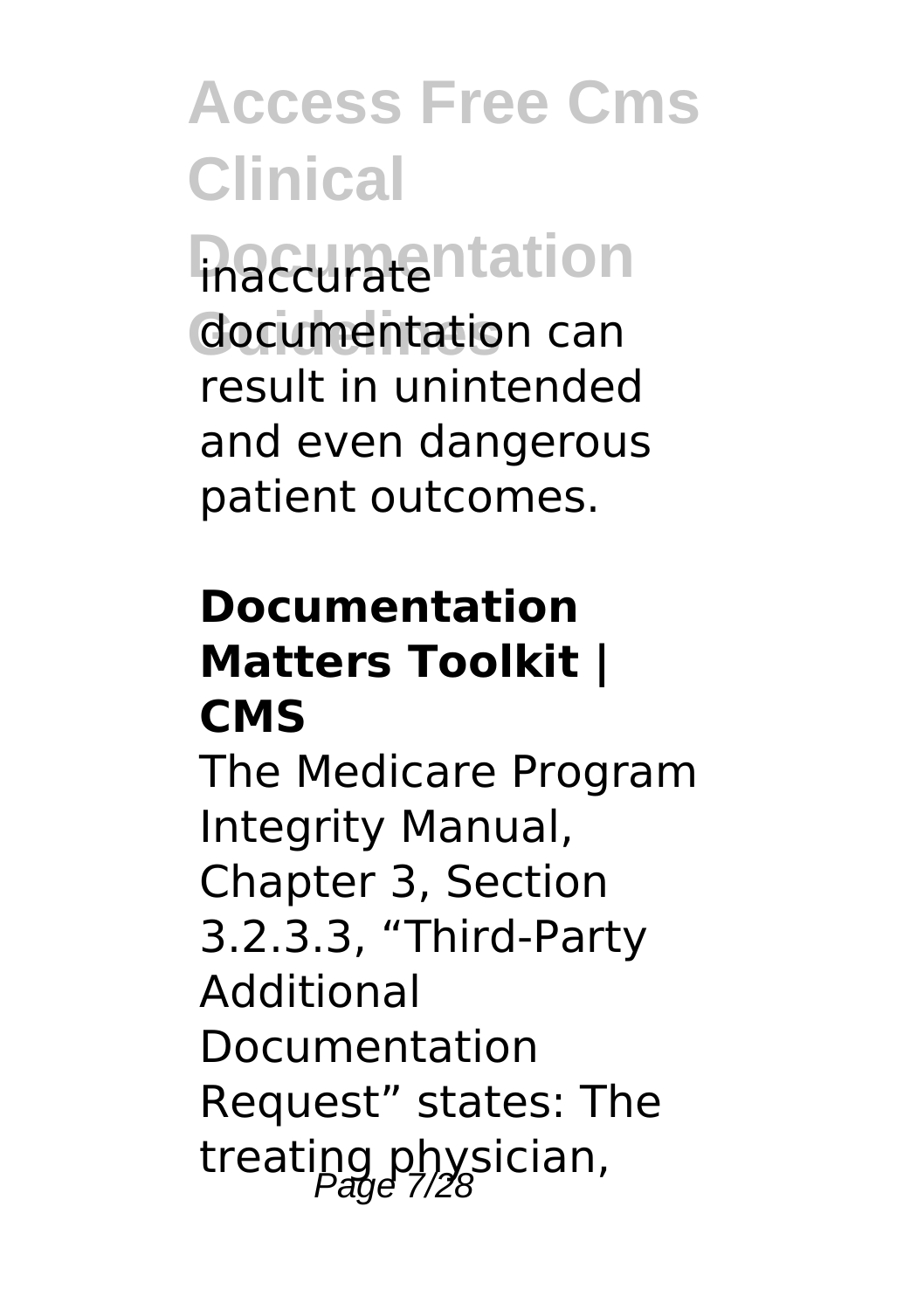inaccurate documentation can result in unintended and even dangerous patient outcomes.

### Documentation Matters Toolkit | CMS

The Medicare Program Integrity Manual, Chapter 3, Section 3.2.3.3, "Third-Party Additional Documentation Request" states: The treating physician,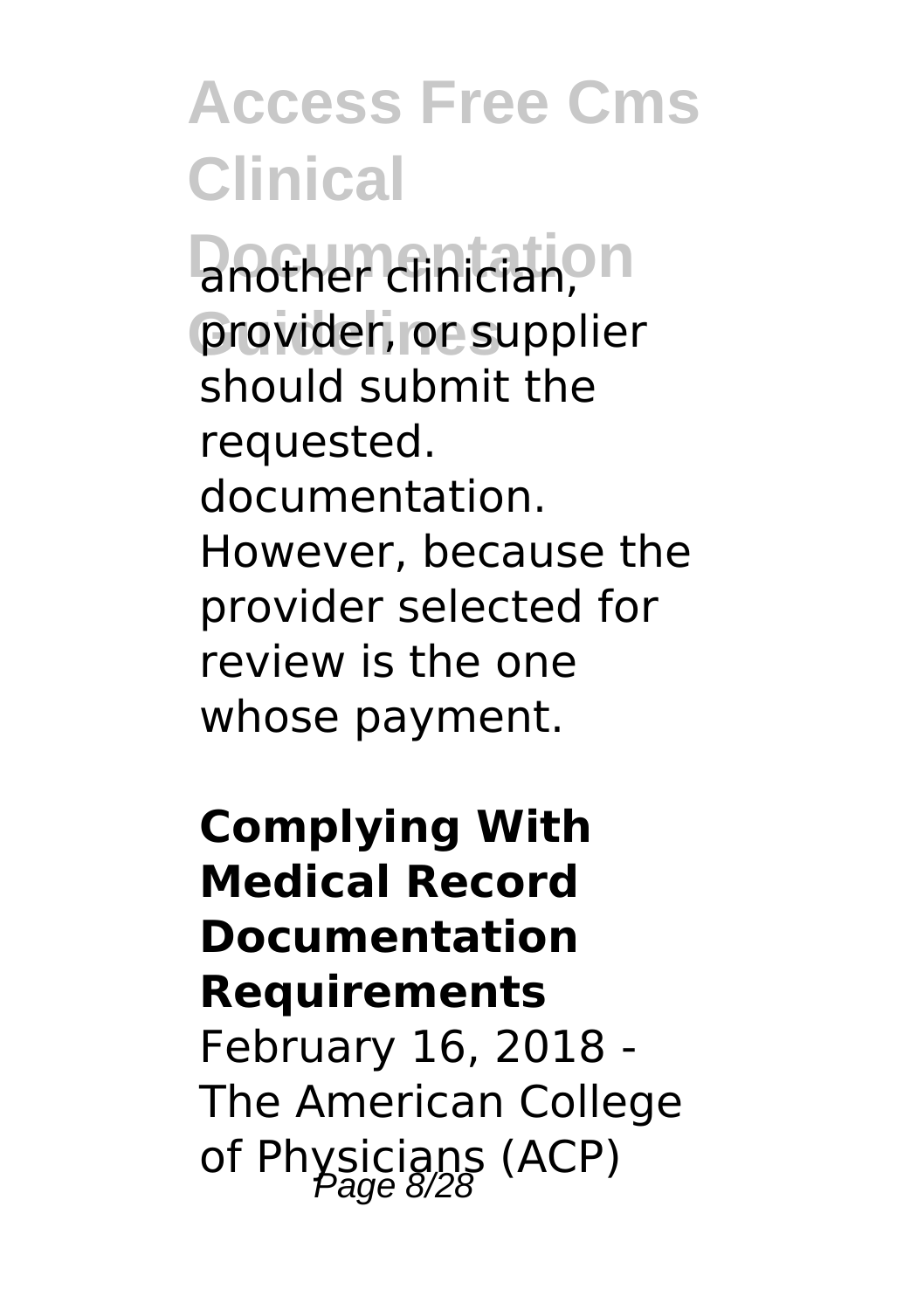another clinician, provider, or supplier should submit the requested. documentation. However, because the provider selected for review is the one whose payment.

**Complying With Medical Record Documentation Requirements**

February 16, 2018 - The American College of Physicians (ACP)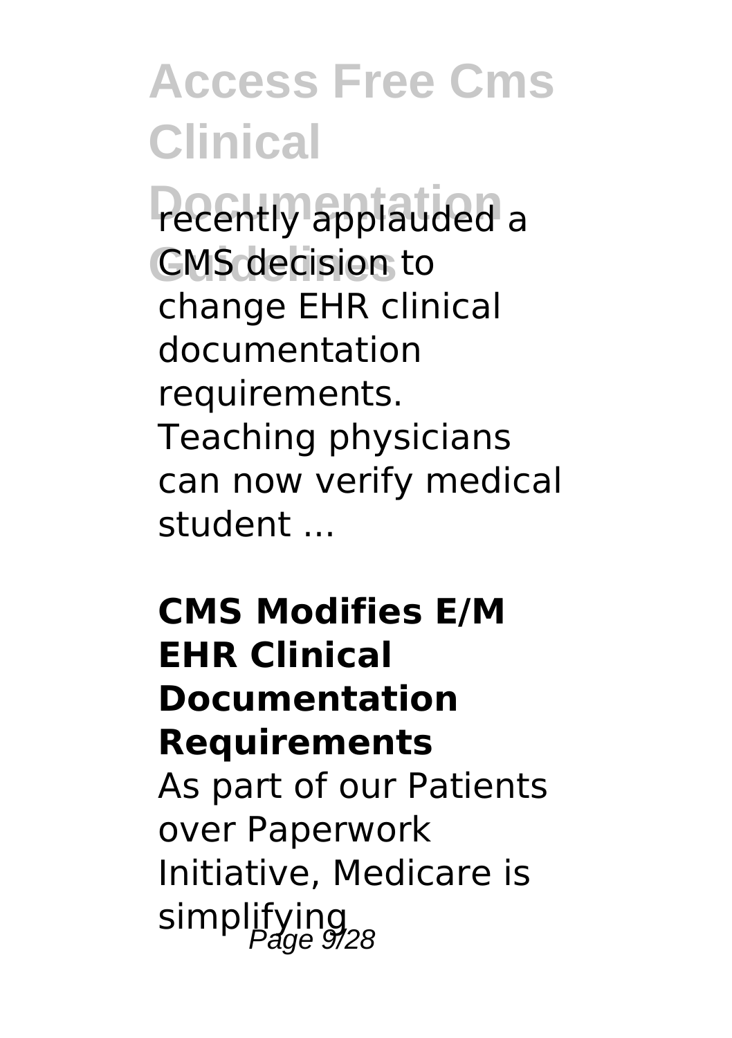recently applauded a CMS decision to change EHR clinical documentation requirements. Teaching physicians can now verify medical student ...

**CMS Modifies E/M EHR Clinical Documentation Requirements**

As part of our Patients over Paperwork Initiative, Medicare is simplifying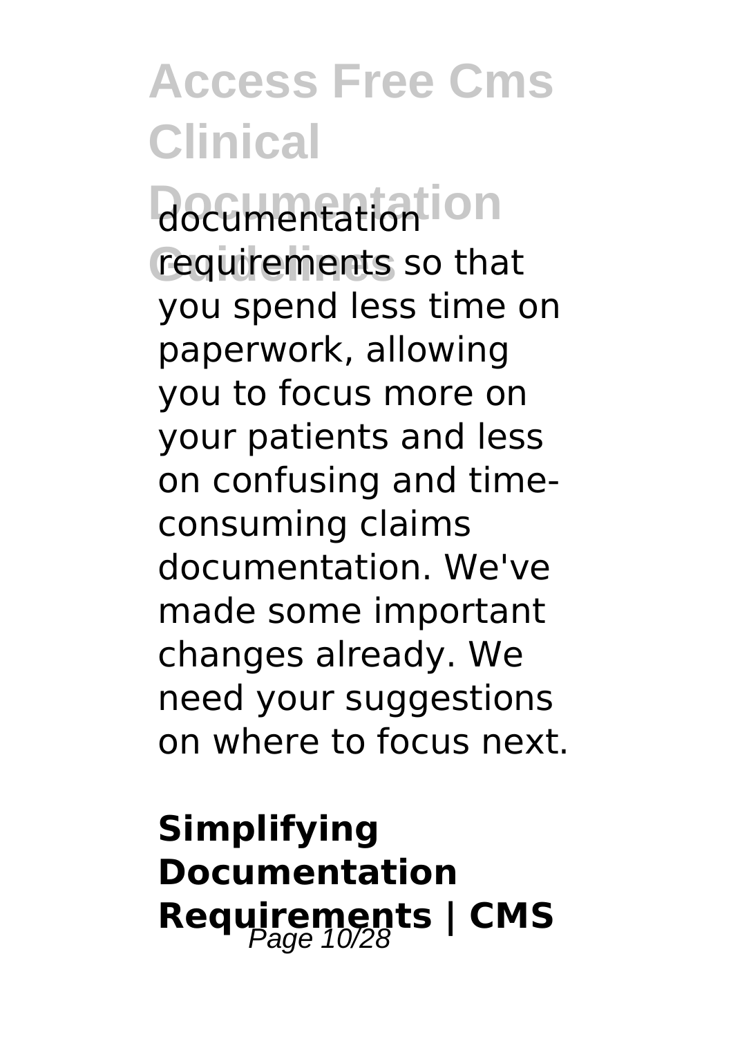documentation requirements so that you spend less time on paperwork, allowing you to focus more on your patients and less on confusing and time-consuming claims documentation. We've made some important changes already. We need your suggestions on where to focus next.

**Simplifying Documentation Requirements | CMS**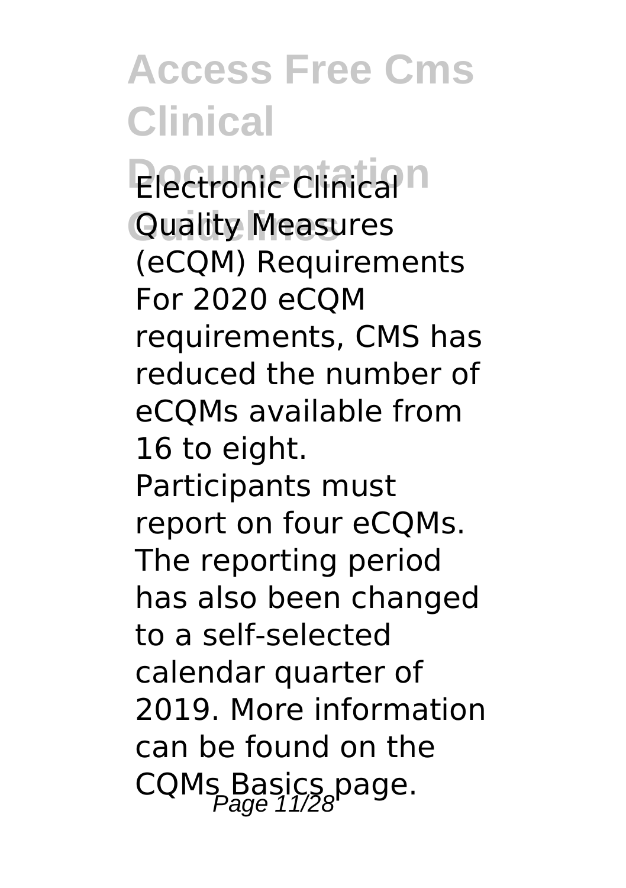Electronic Clinical Quality Measures (eCQM) Requirements For 2020 eCQM requirements, CMS has reduced the number of eCQMs available from 16 to eight. Participants must report on four eCQMs. The reporting period has also been changed to a self-selected calendar quarter of 2019. More information can be found on the CQMs Basics page.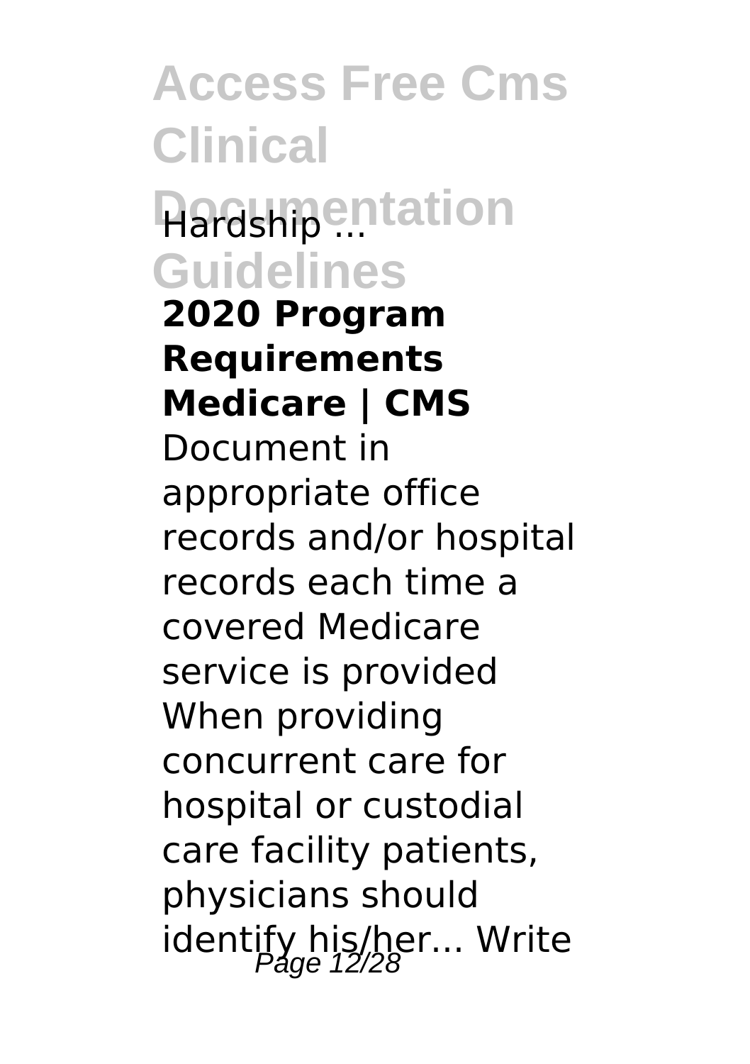Hardship ...

**2020 Program Requirements Medicare | CMS**

Document in appropriate office records and/or hospital records each time a covered Medicare service is provided When providing concurrent care for hospital or custodial care facility patients, physicians should identify his/her... Write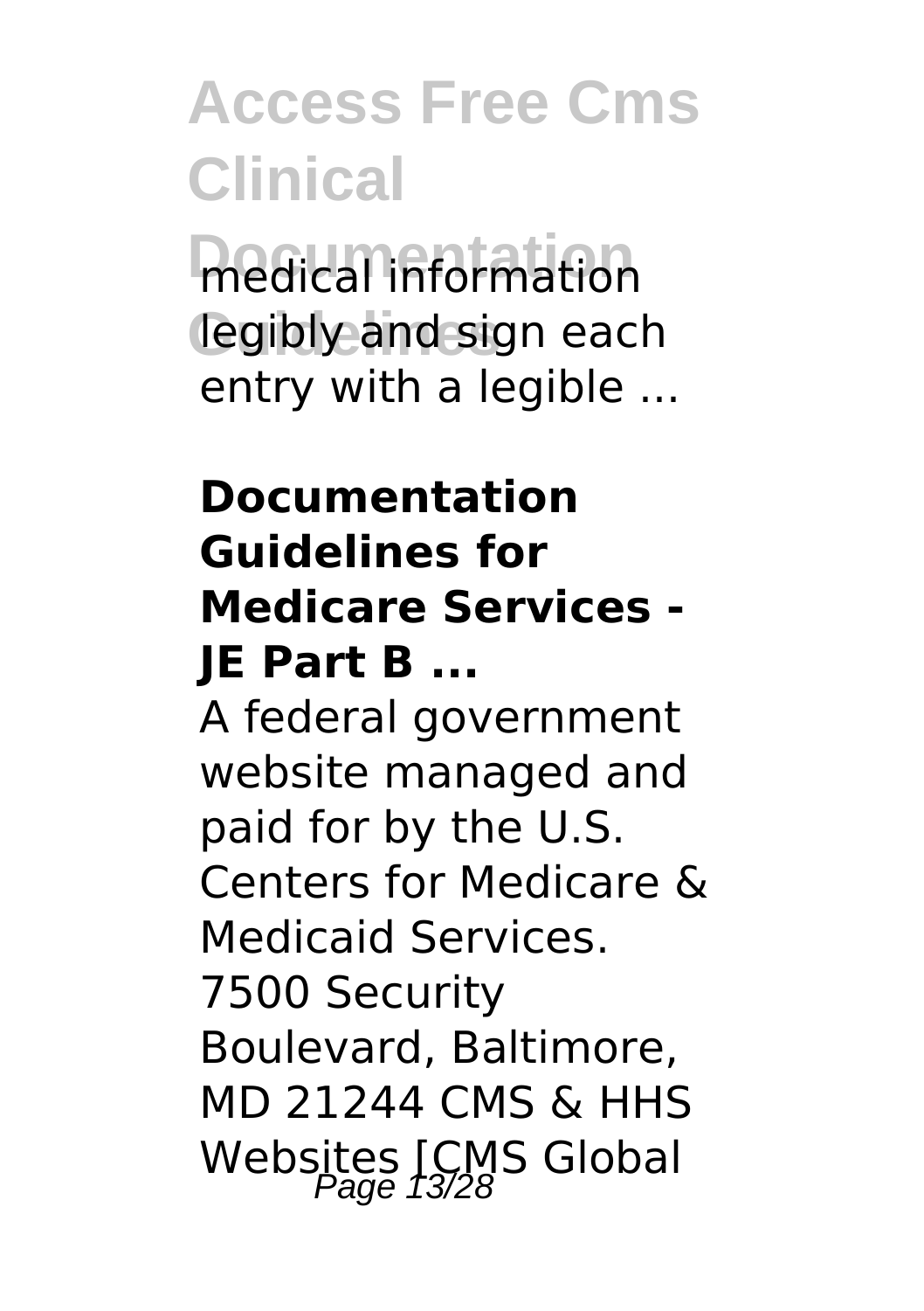medical information legibly and sign each entry with a legible ...

**Documentation Guidelines for Medicare Services - JE Part B ...**

A federal government website managed and paid for by the U.S. Centers for Medicare & Medicaid Services. 7500 Security Boulevard, Baltimore, MD 21244 CMS & HHS Websites [CMS Global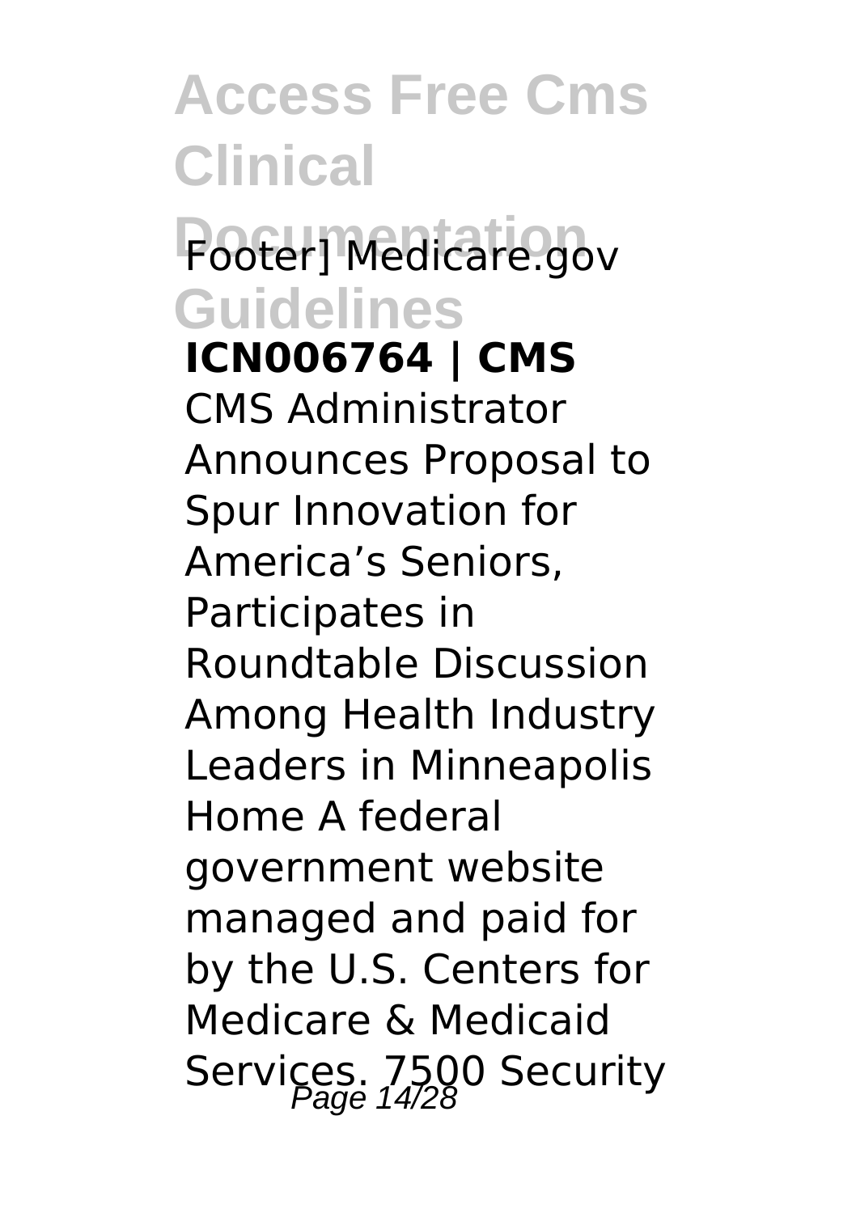Footer] Medicare.gov

**ICN006764 | CMS**

CMS Administrator Announces Proposal to Spur Innovation for America's Seniors, Participates in Roundtable Discussion Among Health Industry Leaders in Minneapolis Home A federal government website managed and paid for by the U.S. Centers for Medicare & Medicaid Services. 7500 Security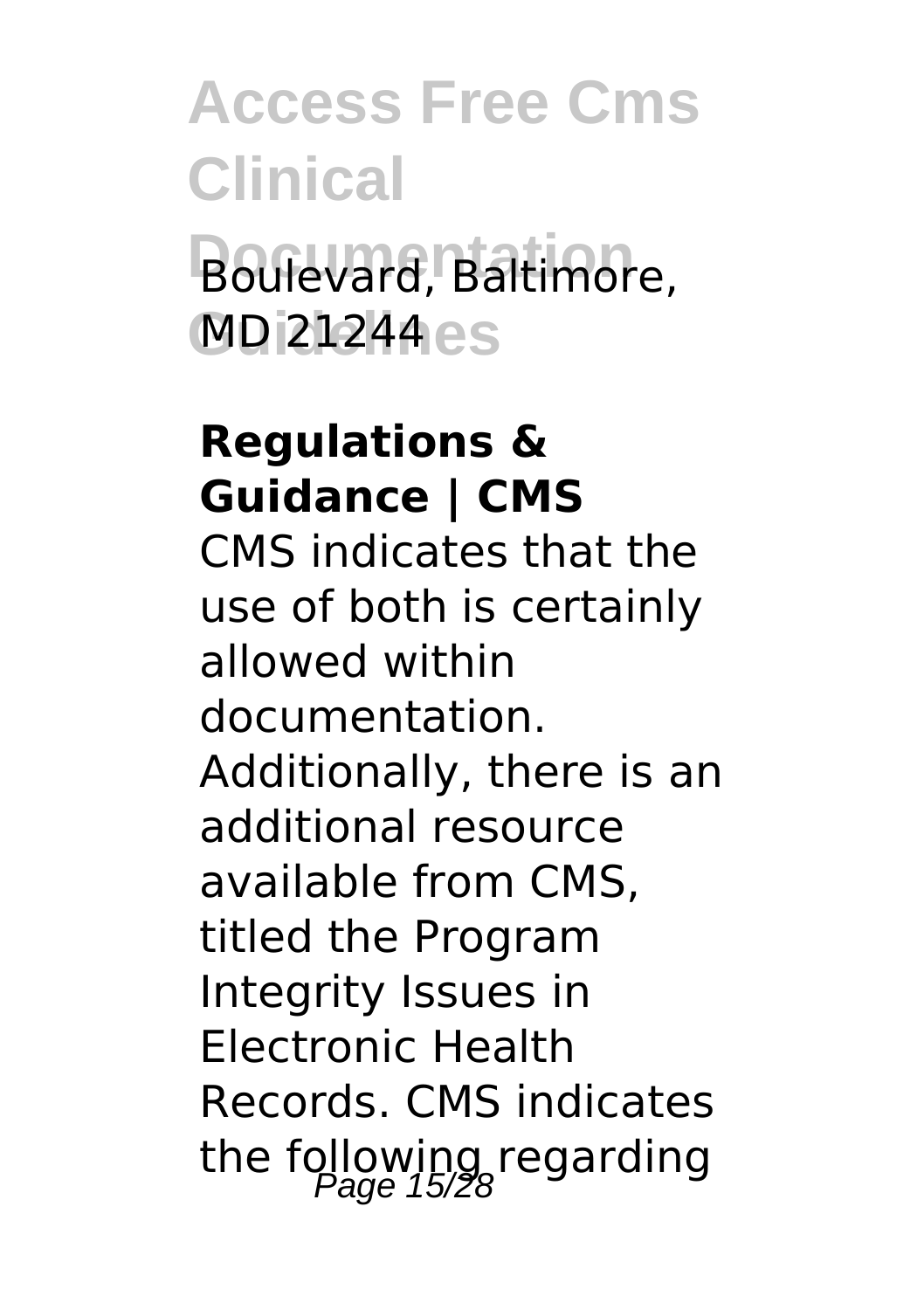Boulevard, Baltimore, MD 21244

**Regulations & Guidance | CMS**

CMS indicates that the use of both is certainly allowed within documentation. Additionally, there is an additional resource available from CMS, titled the Program Integrity Issues in Electronic Health Records. CMS indicates the following regarding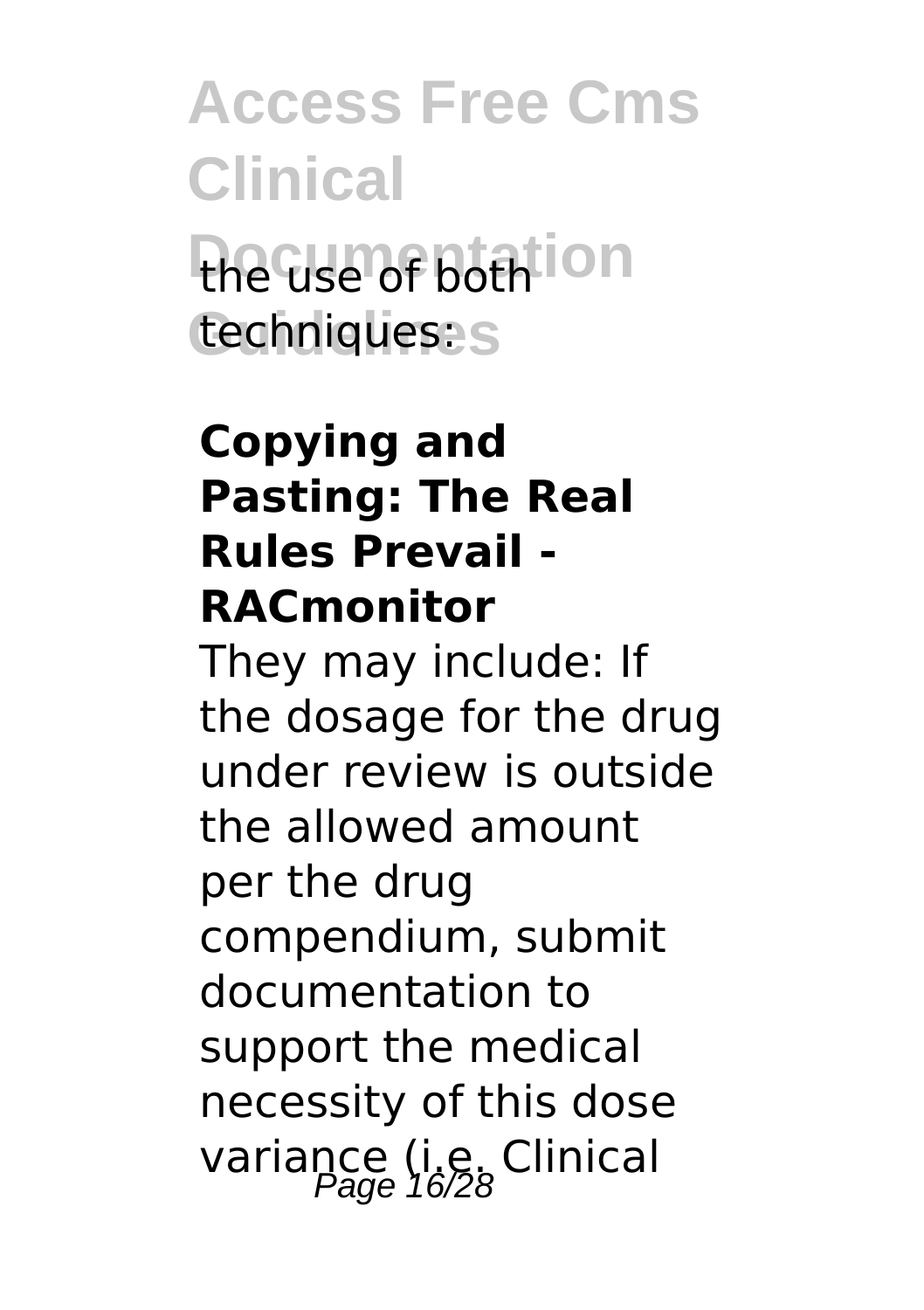the use of both techniques:

**Copying and Pasting: The Real Rules Prevail - RACmonitor**

They may include: If the dosage for the drug under review is outside the allowed amount per the drug compendium, submit documentation to support the medical necessity of this dose variance (i.e. Clinical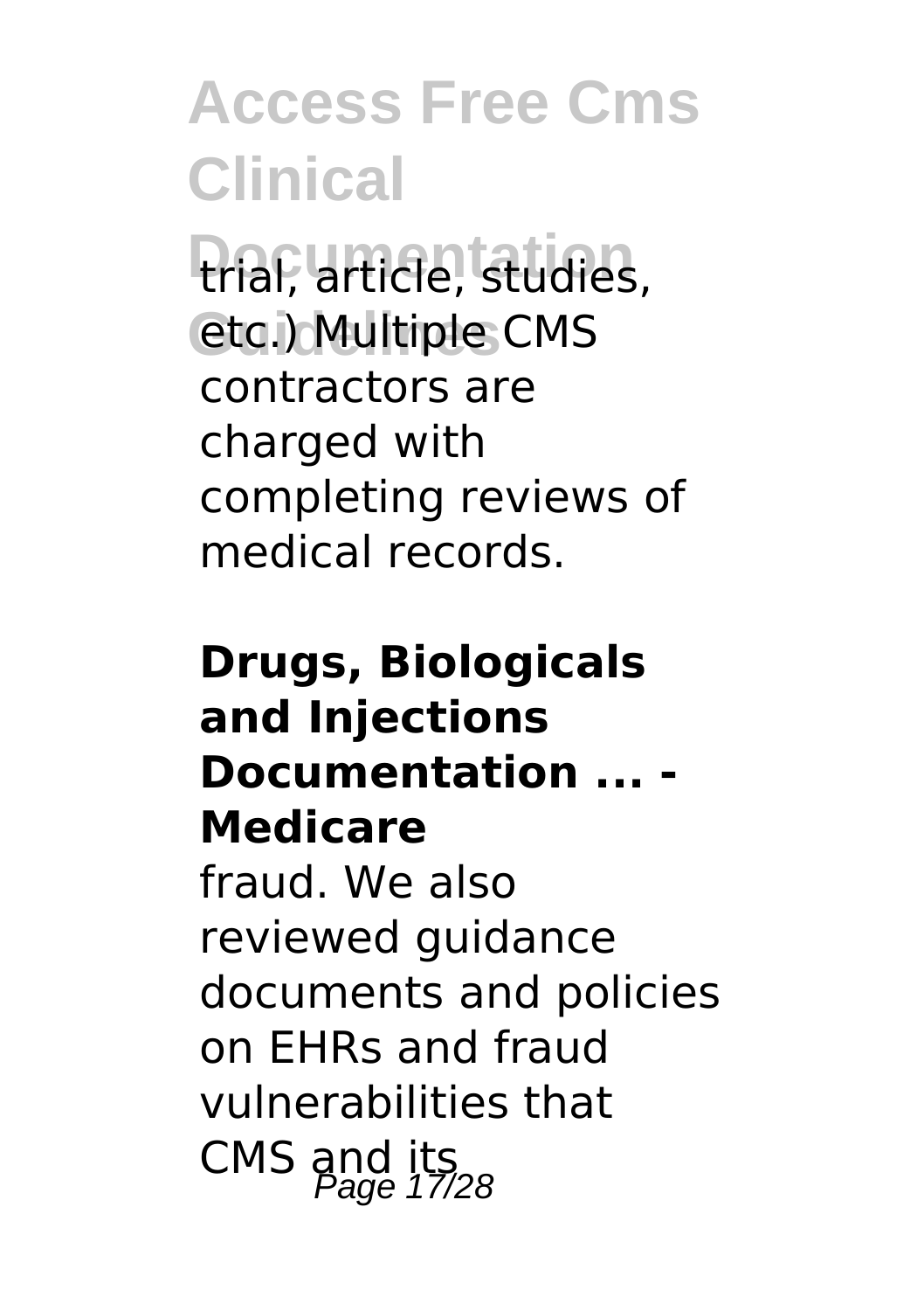trial, article, studies, etc.) Multiple CMS contractors are charged with completing reviews of medical records.

**Drugs, Biologicals and Injections Documentation ... - Medicare**

fraud. We also reviewed guidance documents and policies on EHRs and fraud vulnerabilities that CMS and its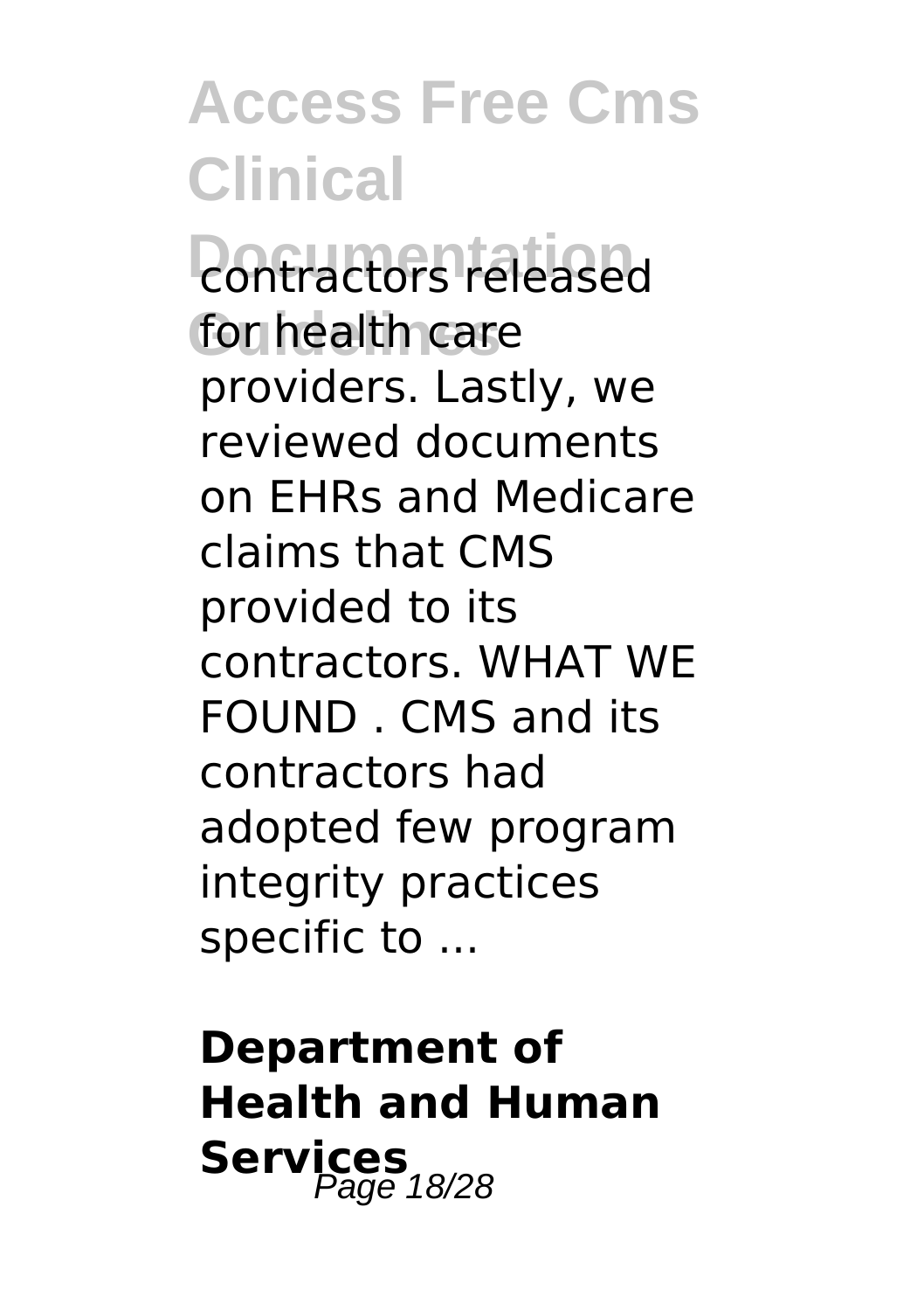contractors released for health care providers. Lastly, we reviewed documents on EHRs and Medicare claims that CMS provided to its contractors. WHAT WE FOUND . CMS and its contractors had adopted few program integrity practices specific to ...

## Department of Health and Human Services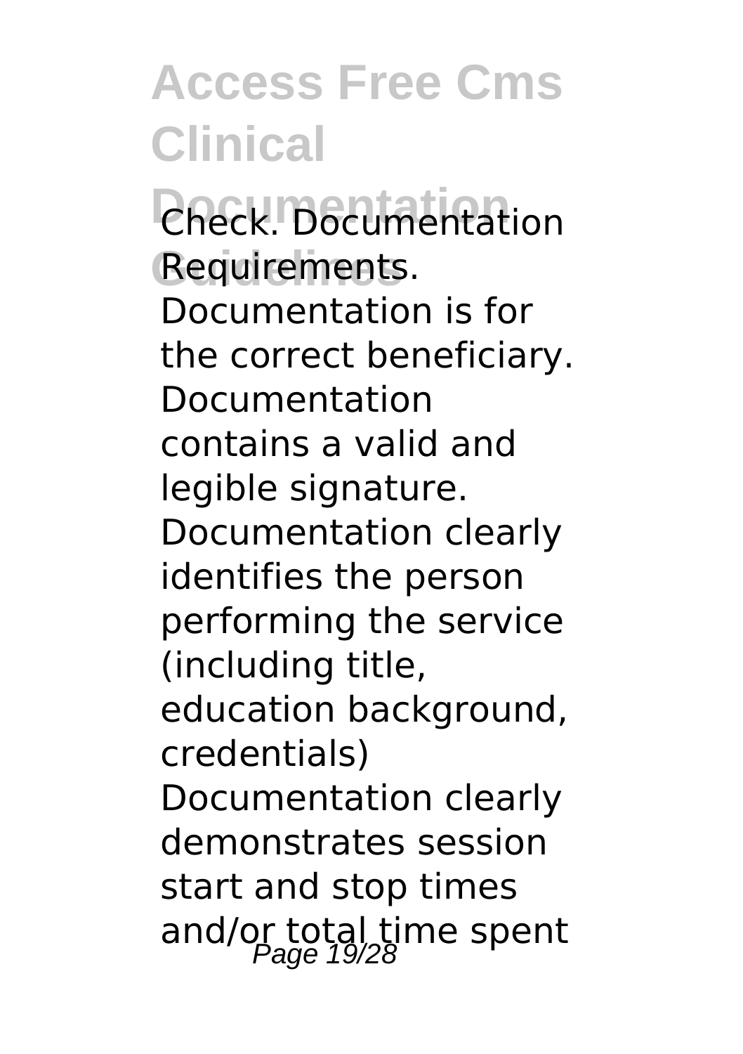Check. Documentation Requirements. Documentation is for the correct beneficiary. Documentation contains a valid and legible signature. Documentation clearly identifies the person performing the service (including title, education background, credentials) Documentation clearly demonstrates session start and stop times and/or total time spent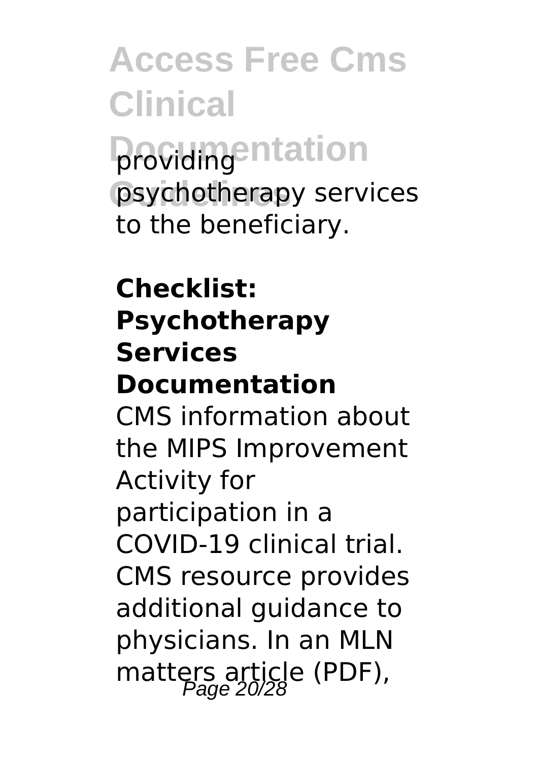providing psychotherapy services to the beneficiary.

**Checklist: Psychotherapy Services Documentation**

CMS information about the MIPS Improvement Activity for participation in a COVID-19 clinical trial. CMS resource provides additional guidance to physicians. In an MLN matters article (PDF),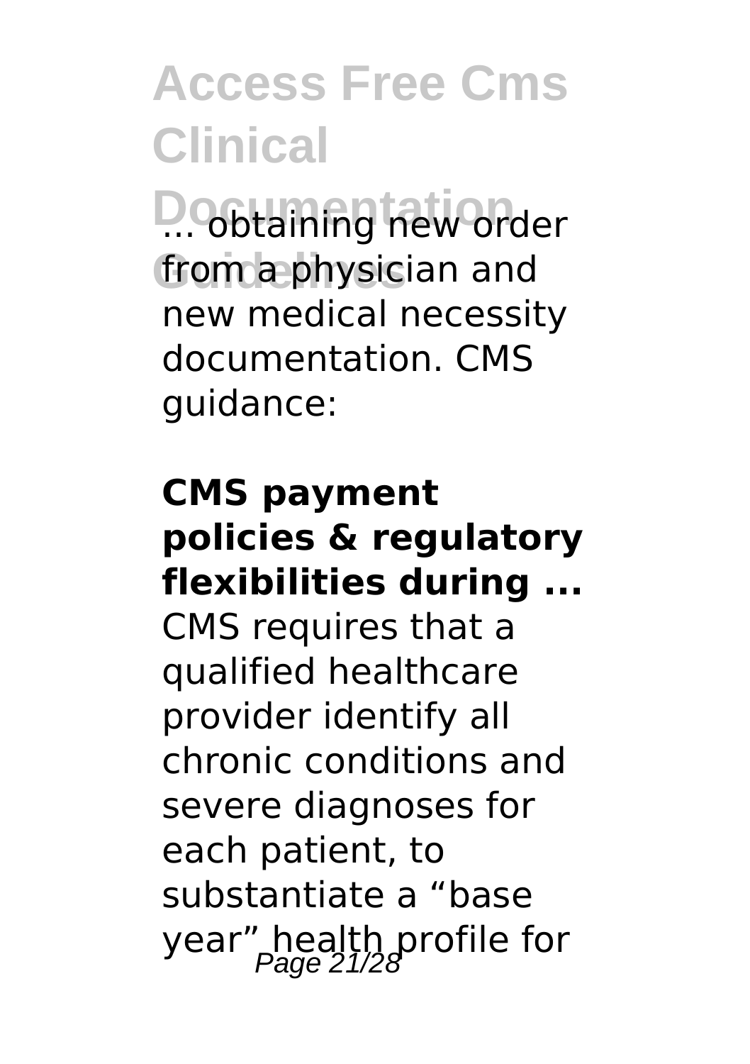... obtaining new order from a physician and new medical necessity documentation. CMS guidance:

**CMS payment policies & regulatory flexibilities during ...**

CMS requires that a qualified healthcare provider identify all chronic conditions and severe diagnoses for each patient, to substantiate a “base year” health profile for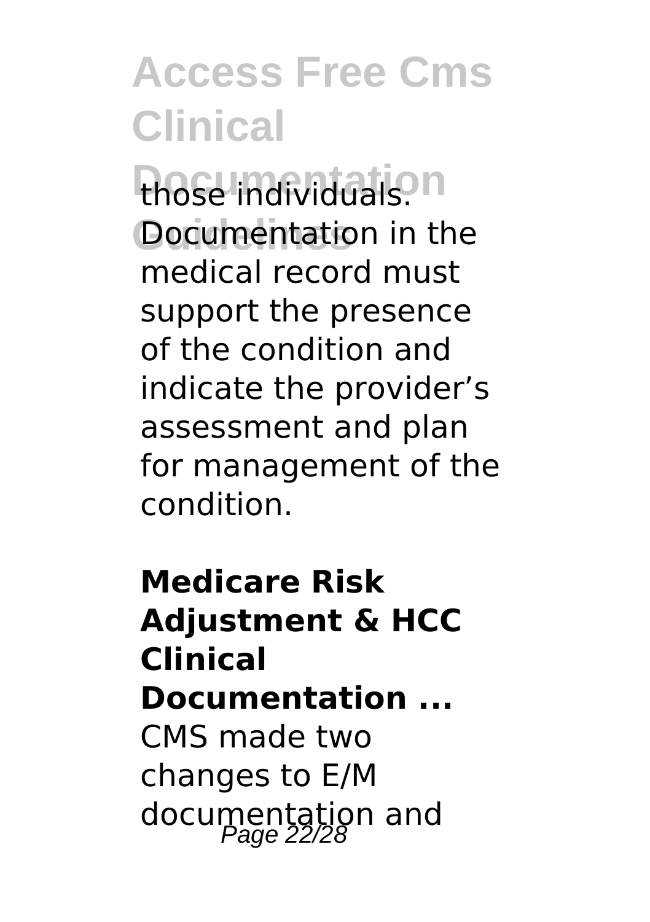those individuals. Documentation in the medical record must support the presence of the condition and indicate the provider's assessment and plan for management of the condition.

**Medicare Risk Adjustment & HCC Clinical Documentation ...**

CMS made two changes to E/M documentation and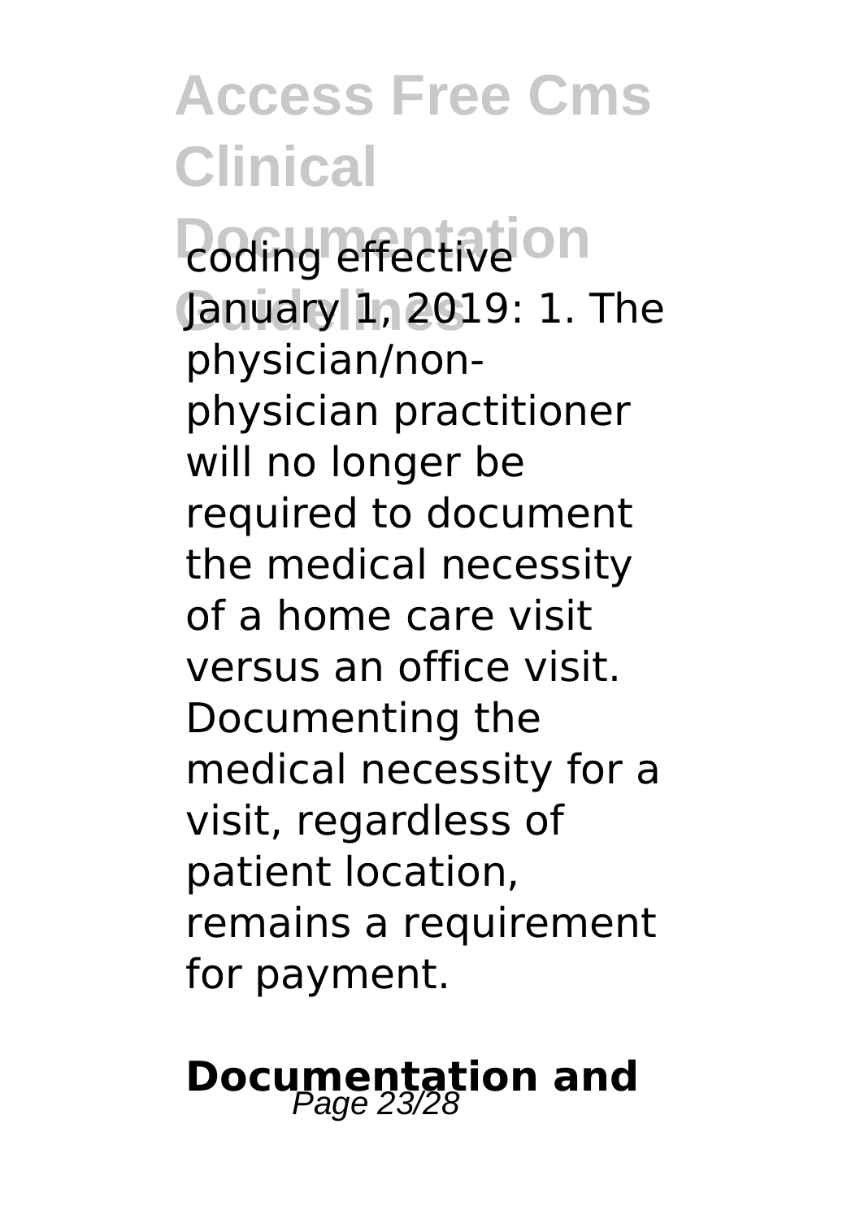coding effective January 1, 2019: 1. The physician/non-physician practitioner will no longer be required to document the medical necessity of a home care visit versus an office visit. Documenting the medical necessity for a visit, regardless of patient location, remains a requirement for payment.

## Documentation and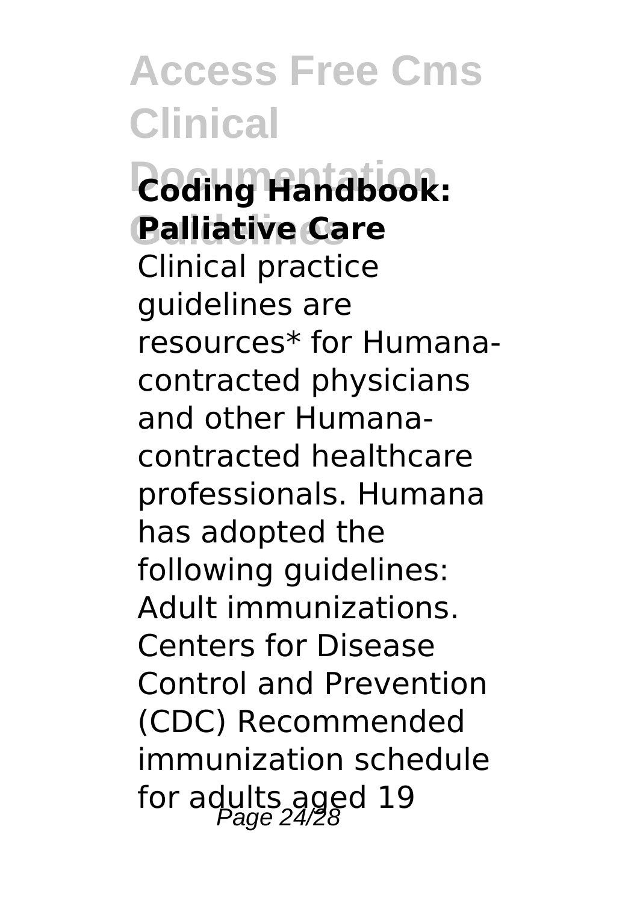**Coding Handbook: Palliative Care**

Clinical practice guidelines are resources* for Humana-contracted physicians and other Humana-contracted healthcare professionals. Humana has adopted the following guidelines: Adult immunizations. Centers for Disease Control and Prevention (CDC) Recommended immunization schedule for adults aged 19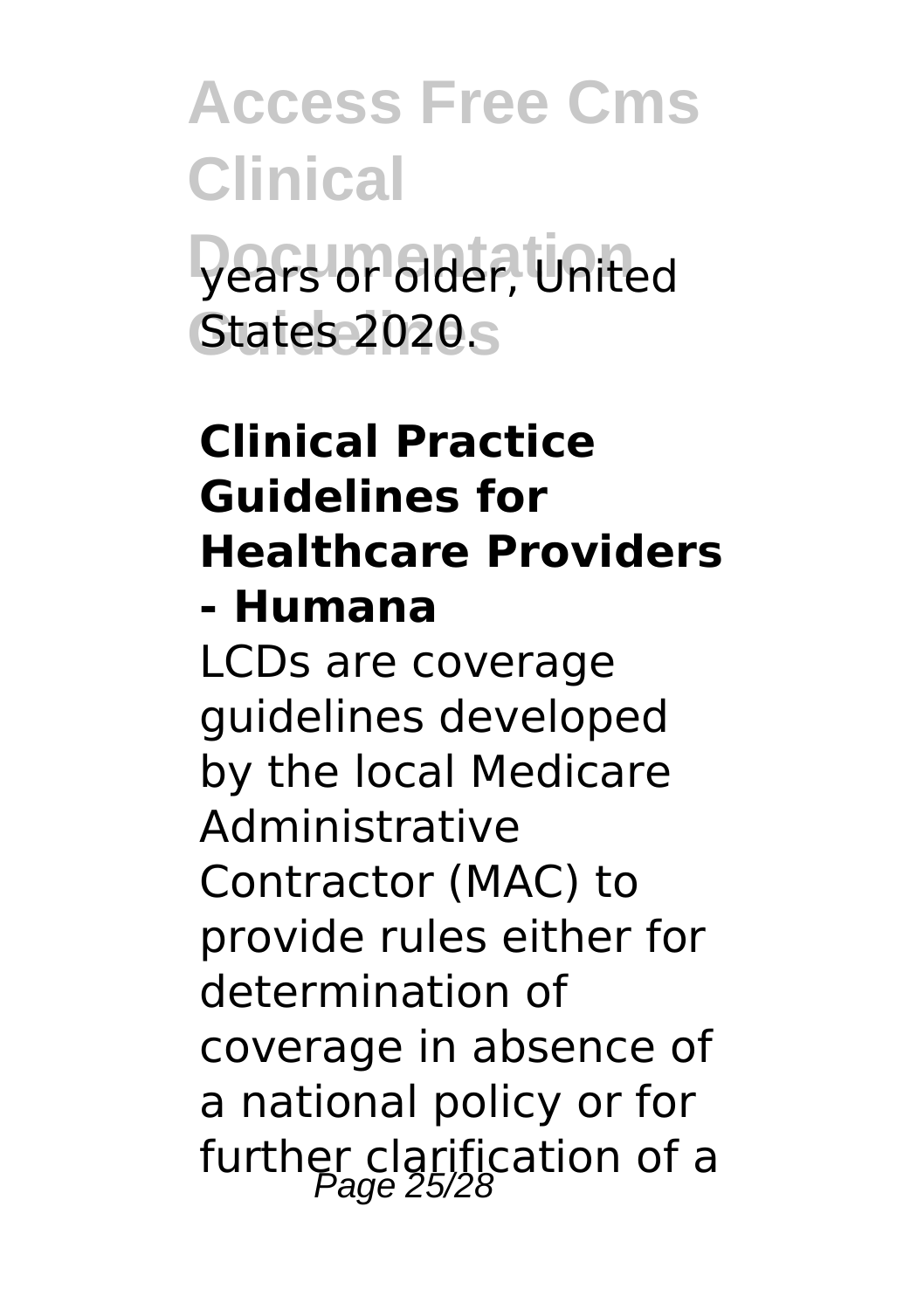years or older, United States 2020.

**Clinical Practice Guidelines for Healthcare Providers - Humana**

LCDs are coverage guidelines developed by the local Medicare Administrative Contractor (MAC) to provide rules either for determination of coverage in absence of a national policy or for further clarification of a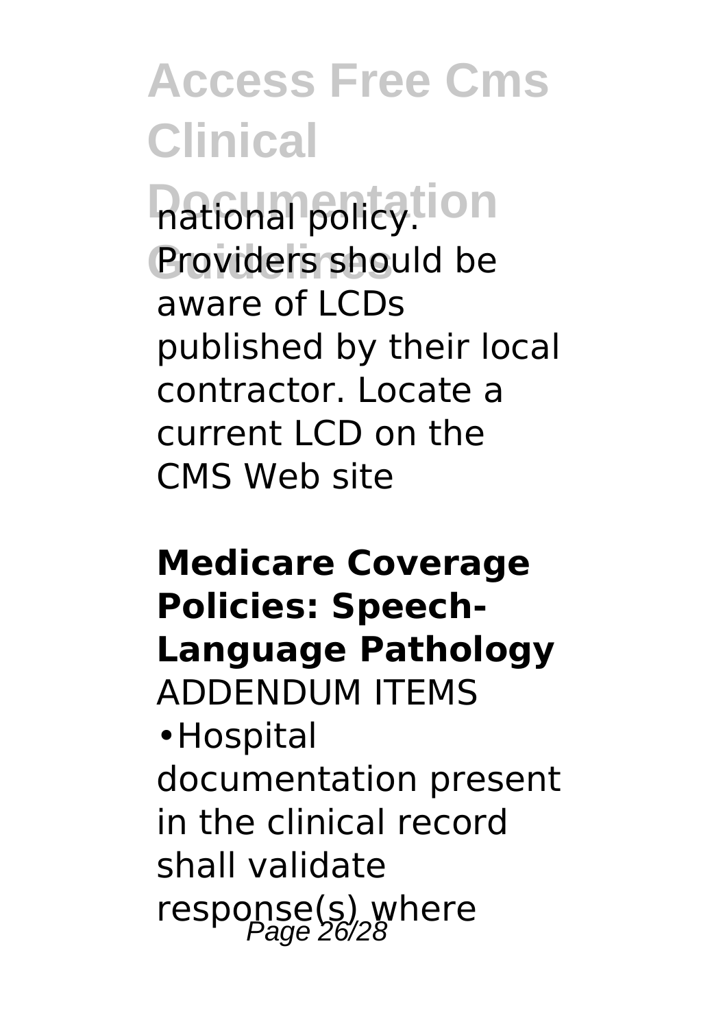national policy. Providers should be aware of LCDs published by their local contractor. Locate a current LCD on the CMS Web site

**Medicare Coverage Policies: Speech-Language Pathology**

ADDENDUM ITEMS

•Hospital documentation present in the clinical record shall validate response(s) where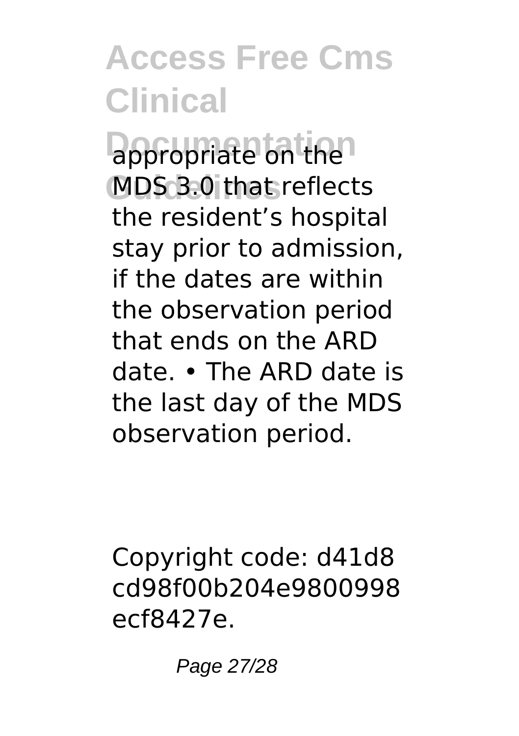appropriate on the MDS 3.0 that reflects the resident's hospital stay prior to admission, if the dates are within the observation period that ends on the ARD date. • The ARD date is the last day of the MDS observation period.

Copyright code: d41d8cd98f00b204e9800998ecf8427e.